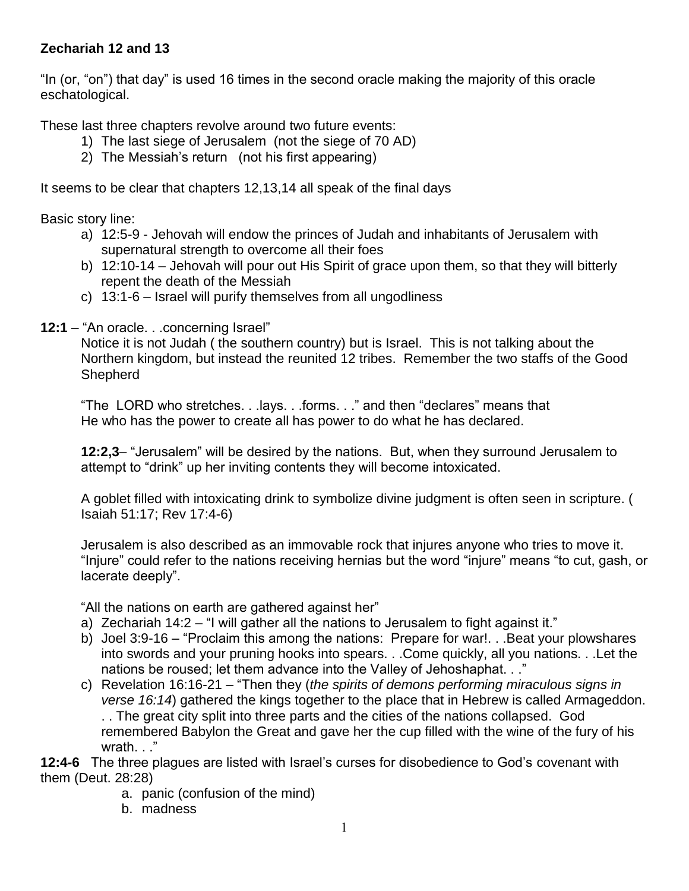**Zechariah 12 and 13**

"In (or, "on") that day" is used 16 times in the second oracle making the majority of this oracle eschatological.

These last three chapters revolve around two future events:

1) The last siege of Jerusalem (not the siege of 70 AD)
2) The Messiah's return (not his first appearing)

It seems to be clear that chapters 12,13,14 all speak of the final days

Basic story line:

a) 12:5-9 - Jehovah will endow the princes of Judah and inhabitants of Jerusalem with supernatural strength to overcome all their foes
b) 12:10-14 – Jehovah will pour out His Spirit of grace upon them, so that they will bitterly repent the death of the Messiah
c) 13:1-6 – Israel will purify themselves from all ungodliness

**12:1** – "An oracle. . .concerning Israel"

Notice it is not Judah ( the southern country) but is Israel. This is not talking about the Northern kingdom, but instead the reunited 12 tribes. Remember the two staffs of the Good Shepherd

"The LORD who stretches. . .lays. . .forms. . ." and then "declares" means that He who has the power to create all has power to do what he has declared.

**12:2,3**– "Jerusalem" will be desired by the nations. But, when they surround Jerusalem to attempt to "drink" up her inviting contents they will become intoxicated.

A goblet filled with intoxicating drink to symbolize divine judgment is often seen in scripture. ( Isaiah 51:17; Rev 17:4-6)

Jerusalem is also described as an immovable rock that injures anyone who tries to move it. "Injure" could refer to the nations receiving hernias but the word "injure" means "to cut, gash, or lacerate deeply".

"All the nations on earth are gathered against her"

a) Zechariah 14:2 – "I will gather all the nations to Jerusalem to fight against it."
b) Joel 3:9-16 – "Proclaim this among the nations: Prepare for war!. . .Beat your plowshares into swords and your pruning hooks into spears. . .Come quickly, all you nations. . .Let the nations be roused; let them advance into the Valley of Jehoshaphat. . ."
c) Revelation 16:16-21 – "Then they (*the spirits of demons performing miraculous signs in verse 16:14*) gathered the kings together to the place that in Hebrew is called Armageddon. . . The great city split into three parts and the cities of the nations collapsed. God remembered Babylon the Great and gave her the cup filled with the wine of the fury of his wrath. . ."

**12:4-6** The three plagues are listed with Israel's curses for disobedience to God's covenant with them (Deut. 28:28)

a. panic (confusion of the mind)
b. madness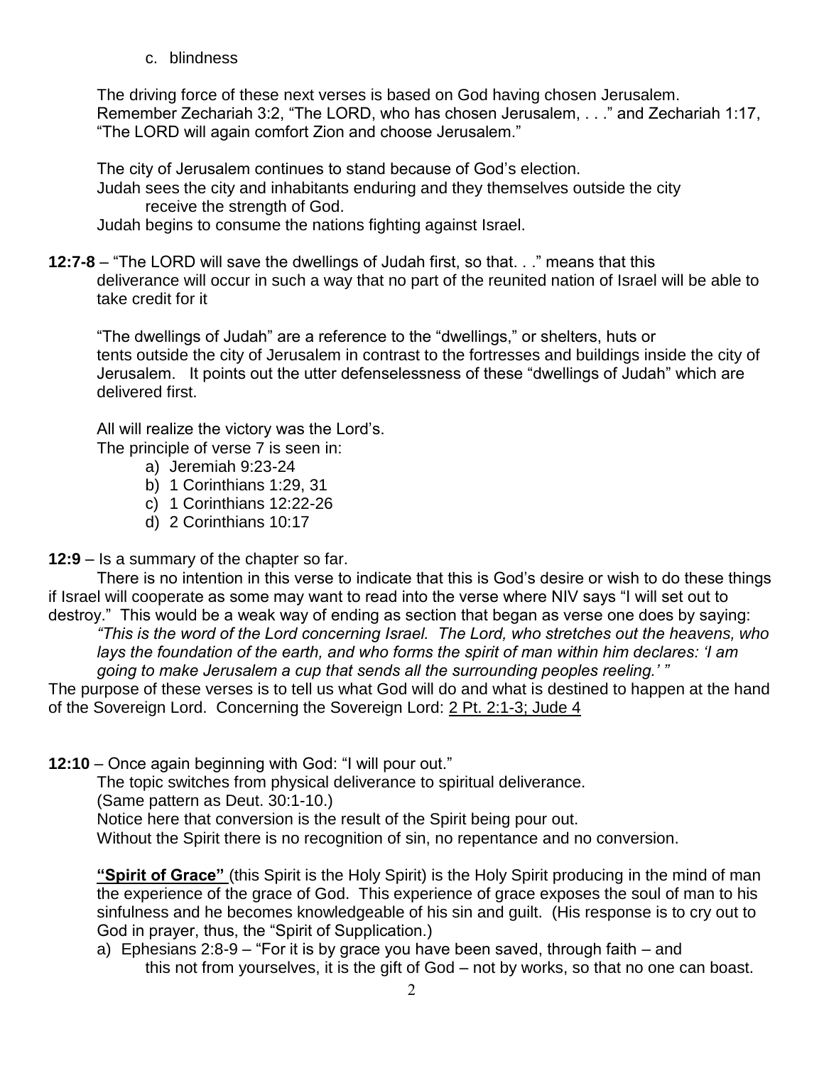c. blindness

The driving force of these next verses is based on God having chosen Jerusalem. Remember Zechariah 3:2, "The LORD, who has chosen Jerusalem, . . ." and Zechariah 1:17, "The LORD will again comfort Zion and choose Jerusalem."

The city of Jerusalem continues to stand because of God's election.
Judah sees the city and inhabitants enduring and they themselves outside the city receive the strength of God.
Judah begins to consume the nations fighting against Israel.

**12:7-8** – "The LORD will save the dwellings of Judah first, so that. . ." means that this deliverance will occur in such a way that no part of the reunited nation of Israel will be able to take credit for it

"The dwellings of Judah" are a reference to the "dwellings," or shelters, huts or tents outside the city of Jerusalem in contrast to the fortresses and buildings inside the city of Jerusalem. It points out the utter defenselessness of these "dwellings of Judah" which are delivered first.

All will realize the victory was the Lord's.
The principle of verse 7 is seen in:

a) Jeremiah 9:23-24
b) 1 Corinthians 1:29, 31
c) 1 Corinthians 12:22-26
d) 2 Corinthians 10:17

**12:9** – Is a summary of the chapter so far.

There is no intention in this verse to indicate that this is God's desire or wish to do these things if Israel will cooperate as some may want to read into the verse where NIV says "I will set out to destroy." This would be a weak way of ending as section that began as verse one does by saying:

*"This is the word of the Lord concerning Israel. The Lord, who stretches out the heavens, who lays the foundation of the earth, and who forms the spirit of man within him declares: 'I am going to make Jerusalem a cup that sends all the surrounding peoples reeling.' "*

The purpose of these verses is to tell us what God will do and what is destined to happen at the hand of the Sovereign Lord. Concerning the Sovereign Lord: 2 Pt. 2:1-3; Jude 4

**12:10** – Once again beginning with God: "I will pour out."

The topic switches from physical deliverance to spiritual deliverance.
(Same pattern as Deut. 30:1-10.)
Notice here that conversion is the result of the Spirit being pour out.
Without the Spirit there is no recognition of sin, no repentance and no conversion.

**"Spirit of Grace"** (this Spirit is the Holy Spirit) is the Holy Spirit producing in the mind of man the experience of the grace of God. This experience of grace exposes the soul of man to his sinfulness and he becomes knowledgeable of his sin and guilt. (His response is to cry out to God in prayer, thus, the "Spirit of Supplication.)

a) Ephesians 2:8-9 – "For it is by grace you have been saved, through faith – and this not from yourselves, it is the gift of God – not by works, so that no one can boast.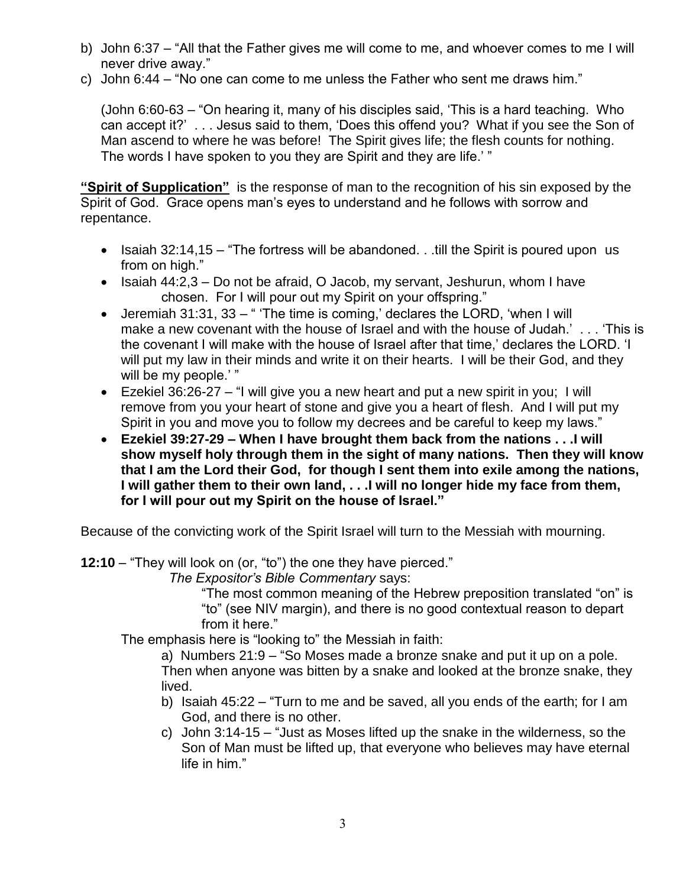b) John 6:37 – "All that the Father gives me will come to me, and whoever comes to me I will never drive away."

c) John 6:44 – "No one can come to me unless the Father who sent me draws him."

(John 6:60-63 – "On hearing it, many of his disciples said, 'This is a hard teaching. Who can accept it?' . . . Jesus said to them, 'Does this offend you? What if you see the Son of Man ascend to where he was before! The Spirit gives life; the flesh counts for nothing. The words I have spoken to you they are Spirit and they are life.' "

**"Spirit of Supplication"** is the response of man to the recognition of his sin exposed by the Spirit of God. Grace opens man's eyes to understand and he follows with sorrow and repentance.

- Isaiah 32:14,15 – "The fortress will be abandoned. . .till the Spirit is poured upon us from on high."
- Isaiah 44:2,3 – Do not be afraid, O Jacob, my servant, Jeshurun, whom I have chosen. For I will pour out my Spirit on your offspring."
- Jeremiah 31:31, 33 – " 'The time is coming,' declares the LORD, 'when I will make a new covenant with the house of Israel and with the house of Judah.' . . . 'This is the covenant I will make with the house of Israel after that time,' declares the LORD. 'I will put my law in their minds and write it on their hearts. I will be their God, and they will be my people.' "
- Ezekiel 36:26-27 – "I will give you a new heart and put a new spirit in you; I will remove from you your heart of stone and give you a heart of flesh. And I will put my Spirit in you and move you to follow my decrees and be careful to keep my laws."
- **Ezekiel 39:27-29 – When I have brought them back from the nations . . .I will show myself holy through them in the sight of many nations. Then they will know that I am the Lord their God, for though I sent them into exile among the nations, I will gather them to their own land, . . .I will no longer hide my face from them, for I will pour out my Spirit on the house of Israel."**

Because of the convicting work of the Spirit Israel will turn to the Messiah with mourning.

**12:10** – "They will look on (or, "to") the one they have pierced."

*The Expositor's Bible Commentary* says:

"The most common meaning of the Hebrew preposition translated "on" is "to" (see NIV margin), and there is no good contextual reason to depart from it here."

The emphasis here is "looking to" the Messiah in faith:

a) Numbers 21:9 – "So Moses made a bronze snake and put it up on a pole. Then when anyone was bitten by a snake and looked at the bronze snake, they lived.

b) Isaiah 45:22 – "Turn to me and be saved, all you ends of the earth; for I am God, and there is no other.

c) John 3:14-15 – "Just as Moses lifted up the snake in the wilderness, so the Son of Man must be lifted up, that everyone who believes may have eternal life in him."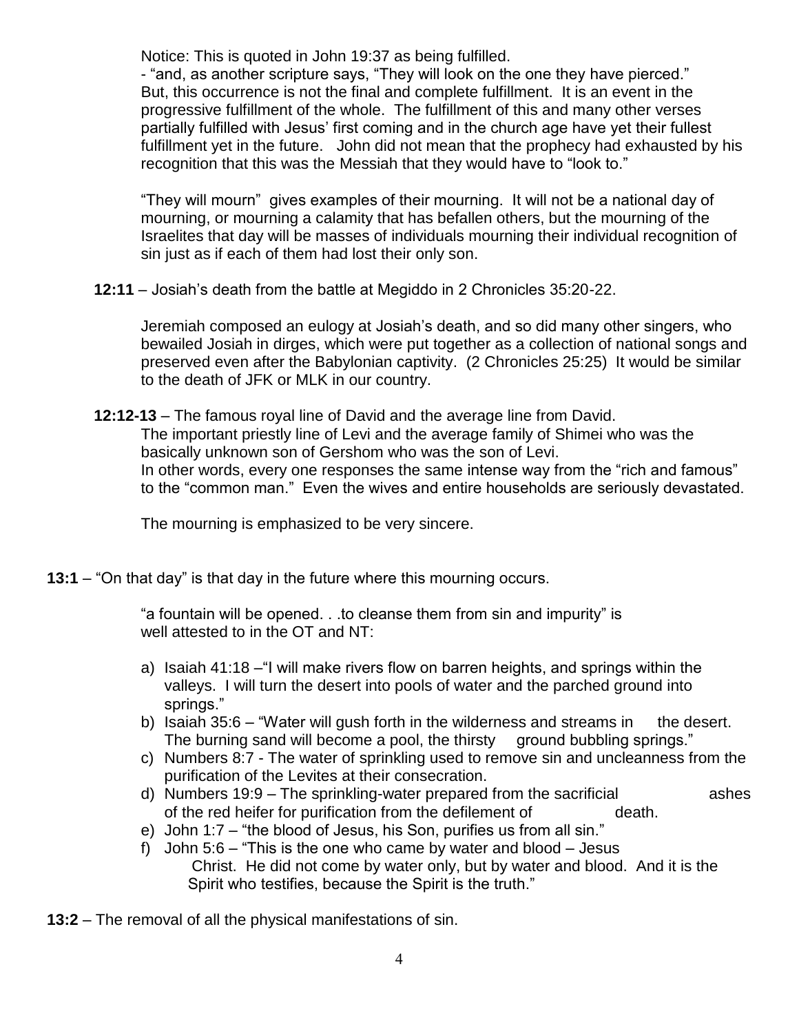Notice: This is quoted in John 19:37 as being fulfilled.
- "and, as another scripture says, "They will look on the one they have pierced." But, this occurrence is not the final and complete fulfillment. It is an event in the progressive fulfillment of the whole. The fulfillment of this and many other verses partially fulfilled with Jesus' first coming and in the church age have yet their fullest fulfillment yet in the future. John did not mean that the prophecy had exhausted by his recognition that this was the Messiah that they would have to "look to."

"They will mourn" gives examples of their mourning. It will not be a national day of mourning, or mourning a calamity that has befallen others, but the mourning of the Israelites that day will be masses of individuals mourning their individual recognition of sin just as if each of them had lost their only son.

**12:11** – Josiah's death from the battle at Megiddo in 2 Chronicles 35:20-22.

Jeremiah composed an eulogy at Josiah's death, and so did many other singers, who bewailed Josiah in dirges, which were put together as a collection of national songs and preserved even after the Babylonian captivity. (2 Chronicles 25:25) It would be similar to the death of JFK or MLK in our country.

**12:12-13** – The famous royal line of David and the average line from David.
The important priestly line of Levi and the average family of Shimei who was the basically unknown son of Gershom who was the son of Levi.
In other words, every one responses the same intense way from the "rich and famous" to the "common man." Even the wives and entire households are seriously devastated.

The mourning is emphasized to be very sincere.

**13:1** – "On that day" is that day in the future where this mourning occurs.

"a fountain will be opened. . .to cleanse them from sin and impurity" is well attested to in the OT and NT:

a) Isaiah 41:18 –"I will make rivers flow on barren heights, and springs within the valleys. I will turn the desert into pools of water and the parched ground into springs."
b) Isaiah 35:6 – "Water will gush forth in the wilderness and streams in the desert. The burning sand will become a pool, the thirsty ground bubbling springs."
c) Numbers 8:7 - The water of sprinkling used to remove sin and uncleanness from the purification of the Levites at their consecration.
d) Numbers 19:9 – The sprinkling-water prepared from the sacrificial ashes of the red heifer for purification from the defilement of death.
e) John 1:7 – "the blood of Jesus, his Son, purifies us from all sin."
f) John 5:6 – "This is the one who came by water and blood – Jesus Christ. He did not come by water only, but by water and blood. And it is the Spirit who testifies, because the Spirit is the truth."

**13:2** – The removal of all the physical manifestations of sin.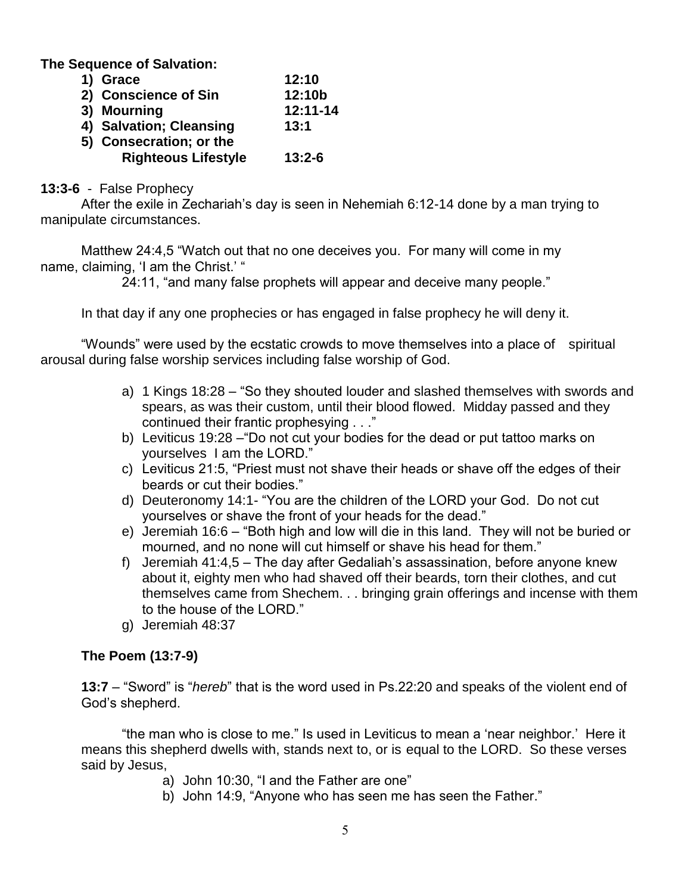**The Sequence of Salvation:**

| | |
|---|---|
| **1) Grace** | **12:10** |
| **2) Conscience of Sin** | **12:10b** |
| **3) Mourning** | **12:11-14** |
| **4) Salvation; Cleansing** | **13:1** |
| **5) Consecration; or the Righteous Lifestyle** | **13:2-6** |

**13:3-6** - False Prophecy

After the exile in Zechariah's day is seen in Nehemiah 6:12-14 done by a man trying to manipulate circumstances.

Matthew 24:4,5 "Watch out that no one deceives you. For many will come in my name, claiming, 'I am the Christ.' "

24:11, "and many false prophets will appear and deceive many people."

In that day if any one prophecies or has engaged in false prophecy he will deny it.

"Wounds" were used by the ecstatic crowds to move themselves into a place of spiritual arousal during false worship services including false worship of God.

a) 1 Kings 18:28 – "So they shouted louder and slashed themselves with swords and spears, as was their custom, until their blood flowed. Midday passed and they continued their frantic prophesying . . ."
b) Leviticus 19:28 –"Do not cut your bodies for the dead or put tattoo marks on yourselves I am the LORD."
c) Leviticus 21:5, "Priest must not shave their heads or shave off the edges of their beards or cut their bodies."
d) Deuteronomy 14:1- "You are the children of the LORD your God. Do not cut yourselves or shave the front of your heads for the dead."
e) Jeremiah 16:6 – "Both high and low will die in this land. They will not be buried or mourned, and no none will cut himself or shave his head for them."
f) Jeremiah 41:4,5 – The day after Gedaliah's assassination, before anyone knew about it, eighty men who had shaved off their beards, torn their clothes, and cut themselves came from Shechem. . . bringing grain offerings and incense with them to the house of the LORD."
g) Jeremiah 48:37

**The Poem (13:7-9)**

**13:7** – "Sword" is "*hereb*" that is the word used in Ps.22:20 and speaks of the violent end of God's shepherd.

"the man who is close to me." Is used in Leviticus to mean a 'near neighbor.' Here it means this shepherd dwells with, stands next to, or is equal to the LORD. So these verses said by Jesus,

a) John 10:30, "I and the Father are one"
b) John 14:9, "Anyone who has seen me has seen the Father."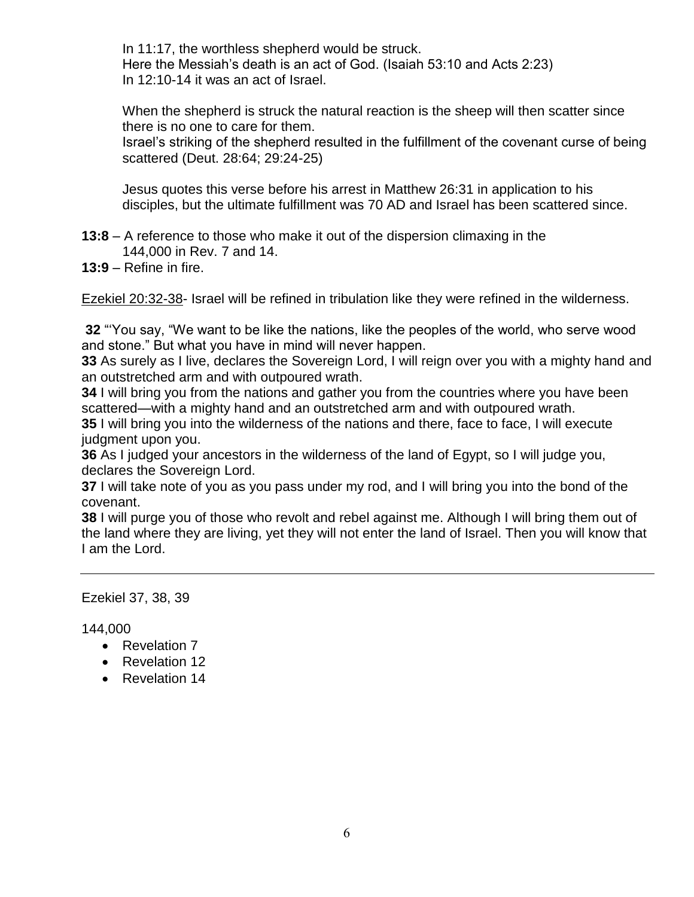In 11:17, the worthless shepherd would be struck.
Here the Messiah's death is an act of God. (Isaiah 53:10 and Acts 2:23)
In 12:10-14 it was an act of Israel.

When the shepherd is struck the natural reaction is the sheep will then scatter since there is no one to care for them.
Israel's striking of the shepherd resulted in the fulfillment of the covenant curse of being scattered (Deut. 28:64; 29:24-25)

Jesus quotes this verse before his arrest in Matthew 26:31 in application to his disciples, but the ultimate fulfillment was 70 AD and Israel has been scattered since.

**13:8** – A reference to those who make it out of the dispersion climaxing in the 144,000 in Rev. 7 and 14.
**13:9** – Refine in fire.

Ezekiel 20:32-38- Israel will be refined in tribulation like they were refined in the wilderness.

**32** "'You say, "We want to be like the nations, like the peoples of the world, who serve wood and stone." But what you have in mind will never happen.
**33** As surely as I live, declares the Sovereign Lord, I will reign over you with a mighty hand and an outstretched arm and with outpoured wrath.
**34** I will bring you from the nations and gather you from the countries where you have been scattered—with a mighty hand and an outstretched arm and with outpoured wrath.
**35** I will bring you into the wilderness of the nations and there, face to face, I will execute judgment upon you.
**36** As I judged your ancestors in the wilderness of the land of Egypt, so I will judge you, declares the Sovereign Lord.
**37** I will take note of you as you pass under my rod, and I will bring you into the bond of the covenant.
**38** I will purge you of those who revolt and rebel against me. Although I will bring them out of the land where they are living, yet they will not enter the land of Israel. Then you will know that I am the Lord.

---

Ezekiel 37, 38, 39

144,000

- Revelation 7
- Revelation 12
- Revelation 14